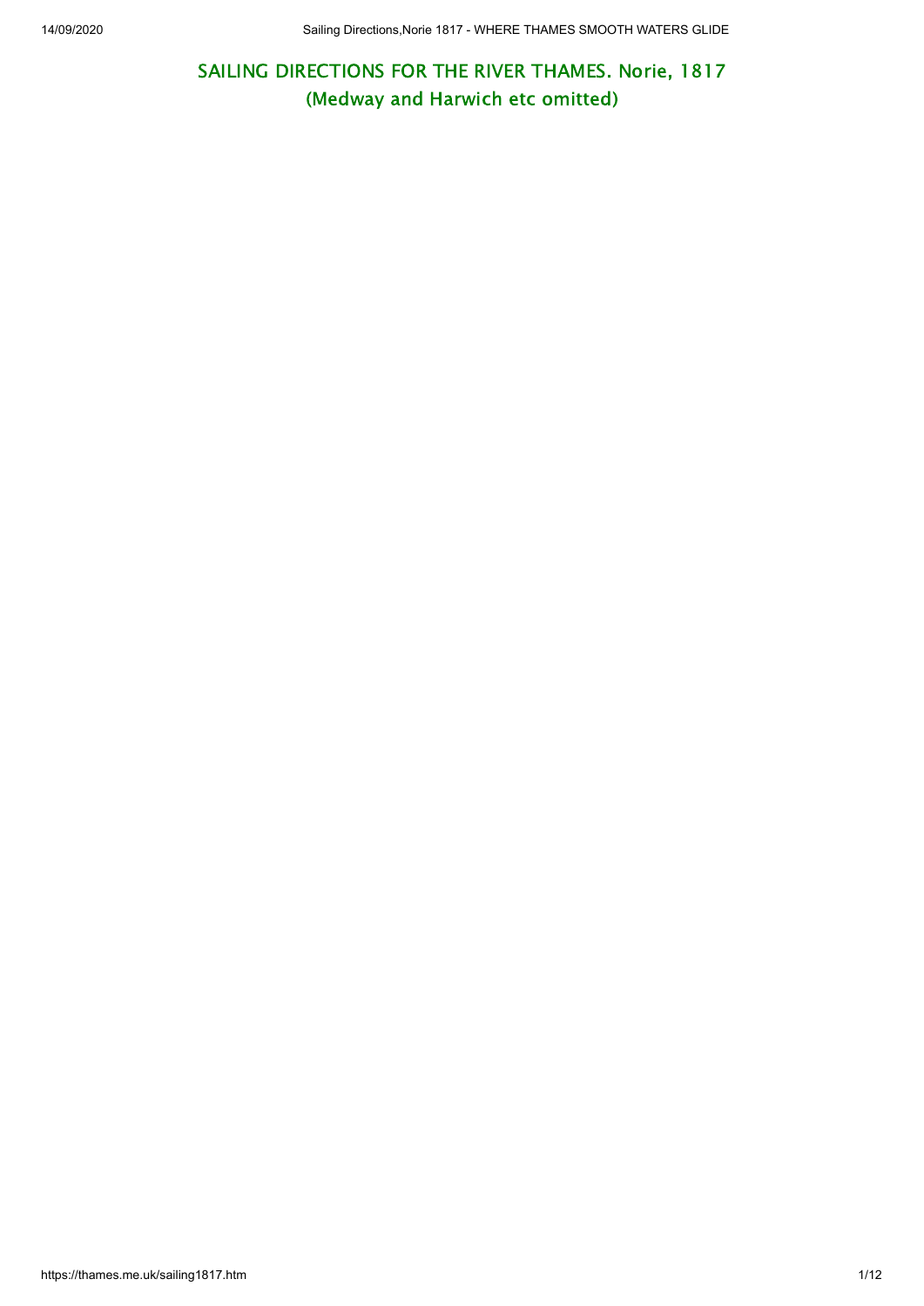## SAILING DIRECTIONS FOR THE RIVER THAMES. Norie, 1817
## (Medway and Harwich etc omitted)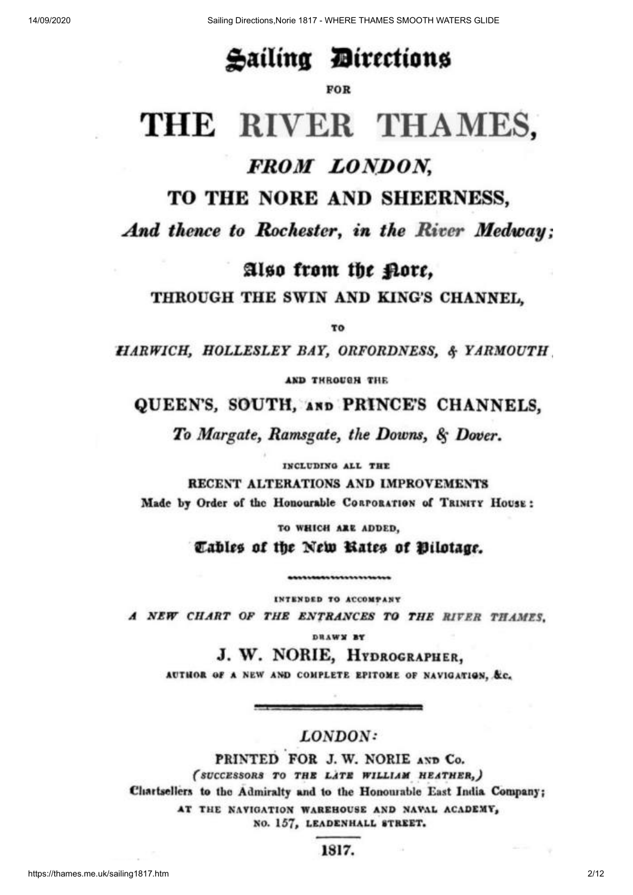# Sailing Directions

FOR

# THE RIVER THAMES,

## *FROM LONDON,*

## TO THE NORE AND SHEERNESS,

***And thence to Rochester, in the River Medway;***

## Also from the Nore,

THROUGH THE SWIN AND KING'S CHANNEL,

TO

*HARWICH, HOLLESLEY BAY, ORFORDNESS, & YARMOUTH*

AND THROUGH THE

## QUEEN'S, SOUTH, AND PRINCE'S CHANNELS,

***To Margate, Ramsgate, the Downs, & Dover.***

INCLUDING ALL THE

RECENT ALTERATIONS AND IMPROVEMENTS

Made by Order of the Honourable CORPORATION of TRINITY HOUSE:

TO WHICH ARE ADDED,

**Tables of the New Rates of Pilotage.**

---

INTENDED TO ACCOMPANY

*A NEW CHART OF THE ENTRANCES TO THE RIVER THAMES,*

DRAWN BY

J. W. NORIE, HYDROGRAPHER,

AUTHOR OF A NEW AND COMPLETE EPITOME OF NAVIGATION, &c.

---

*LONDON:*

PRINTED FOR J. W. NORIE AND Co.

*(SUCCESSORS TO THE LATE WILLIAM HEATHER,)*

Chartsellers to the Admiralty and to the Honourable East India Company;

AT THE NAVIGATION WAREHOUSE AND NAVAL ACADEMY,

NO. 157, LEADENHALL STREET.

1817.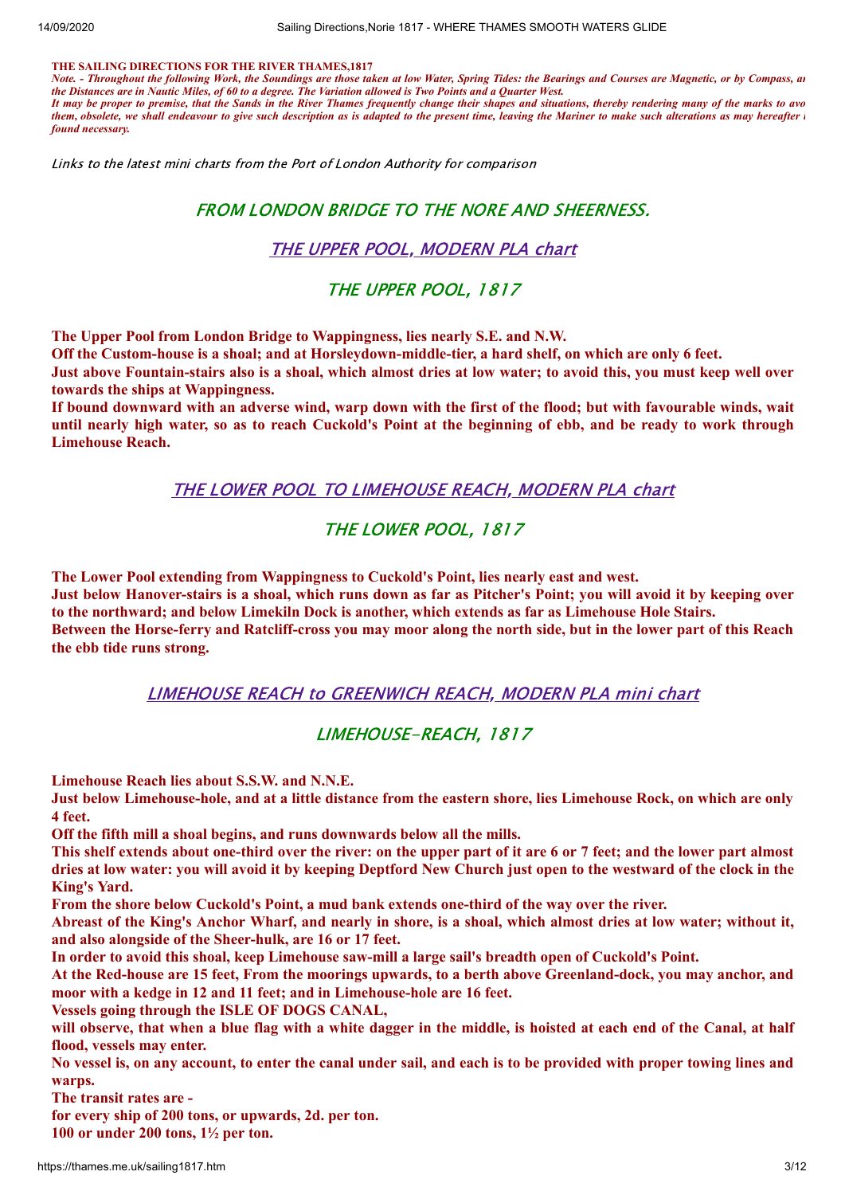**THE SAILING DIRECTIONS FOR THE RIVER THAMES,1817**

***Note. - Throughout the following Work, the Soundings are those taken at low Water, Spring Tides: the Bearings and Courses are Magnetic, or by Compass, an the Distances are in Nautic Miles, of 60 to a degree. The Variation allowed is Two Points and a Quarter West.***

***It may be proper to premise, that the Sands in the River Thames frequently change their shapes and situations, thereby rendering many of the marks to avo them, obsolete, we shall endeavour to give such description as is adapted to the present time, leaving the Mariner to make such alterations as may hereafter found necessary.***

*Links to the latest mini charts from the Port of London Authority for comparison*

## FROM LONDON BRIDGE TO THE NORE AND SHEERNESS.

### THE UPPER POOL, MODERN PLA chart

### THE UPPER POOL, 1817

**The Upper Pool from London Bridge to Wappingness, lies nearly S.E. and N.W.**

**Off the Custom-house is a shoal; and at Horsleydown-middle-tier, a hard shelf, on which are only 6 feet.**

**Just above Fountain-stairs also is a shoal, which almost dries at low water; to avoid this, you must keep well over towards the ships at Wappingness.**

**If bound downward with an adverse wind, warp down with the first of the flood; but with favourable winds, wait until nearly high water, so as to reach Cuckold's Point at the beginning of ebb, and be ready to work through Limehouse Reach.**

### THE LOWER POOL TO LIMEHOUSE REACH, MODERN PLA chart

### THE LOWER POOL, 1817

**The Lower Pool extending from Wappingness to Cuckold's Point, lies nearly east and west.**

**Just below Hanover-stairs is a shoal, which runs down as far as Pitcher's Point; you will avoid it by keeping over to the northward; and below Limekiln Dock is another, which extends as far as Limehouse Hole Stairs.**

**Between the Horse-ferry and Ratcliff-cross you may moor along the north side, but in the lower part of this Reach the ebb tide runs strong.**

### LIMEHOUSE REACH to GREENWICH REACH, MODERN PLA mini chart

### LIMEHOUSE-REACH, 1817

**Limehouse Reach lies about S.S.W. and N.N.E.**

**Just below Limehouse-hole, and at a little distance from the eastern shore, lies Limehouse Rock, on which are only 4 feet.**

**Off the fifth mill a shoal begins, and runs downwards below all the mills.**

**This shelf extends about one-third over the river: on the upper part of it are 6 or 7 feet; and the lower part almost dries at low water: you will avoid it by keeping Deptford New Church just open to the westward of the clock in the King's Yard.**

**From the shore below Cuckold's Point, a mud bank extends one-third of the way over the river.**

**Abreast of the King's Anchor Wharf, and nearly in shore, is a shoal, which almost dries at low water; without it, and also alongside of the Sheer-hulk, are 16 or 17 feet.**

**In order to avoid this shoal, keep Limehouse saw-mill a large sail's breadth open of Cuckold's Point.**

**At the Red-house are 15 feet, From the moorings upwards, to a berth above Greenland-dock, you may anchor, and moor with a kedge in 12 and 11 feet; and in Limehouse-hole are 16 feet.**

**Vessels going through the ISLE OF DOGS CANAL,**

**will observe, that when a blue flag with a white dagger in the middle, is hoisted at each end of the Canal, at half flood, vessels may enter.**

**No vessel is, on any account, to enter the canal under sail, and each is to be provided with proper towing lines and warps.**

**The transit rates are -**

**for every ship of 200 tons, or upwards, 2d. per ton.**

**100 or under 200 tons, 1½ per ton.**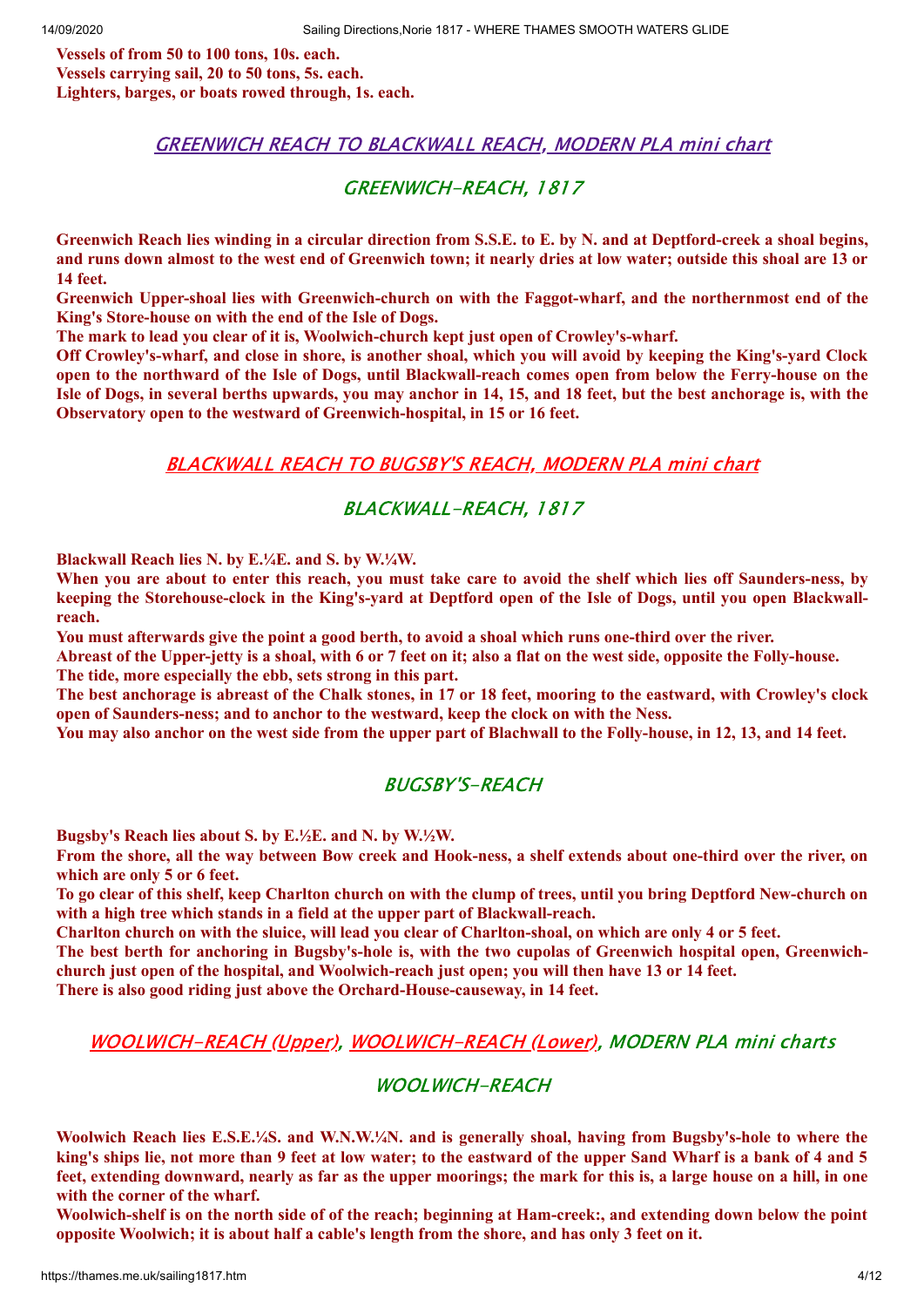**Vessels of from 50 to 100 tons, 10s. each.**
**Vessels carrying sail, 20 to 50 tons, 5s. each.**
**Lighters, barges, or boats rowed through, 1s. each.**

## GREENWICH REACH TO BLACKWALL REACH, MODERN PLA mini chart

## GREENWICH-REACH, 1817

**Greenwich Reach lies winding in a circular direction from S.S.E. to E. by N. and at Deptford-creek a shoal begins, and runs down almost to the west end of Greenwich town; it nearly dries at low water; outside this shoal are 13 or 14 feet.**

**Greenwich Upper-shoal lies with Greenwich-church on with the Faggot-wharf, and the northernmost end of the King's Store-house on with the end of the Isle of Dogs.**

**The mark to lead you clear of it is, Woolwich-church kept just open of Crowley's-wharf.**

**Off Crowley's-wharf, and close in shore, is another shoal, which you will avoid by keeping the King's-yard Clock open to the northward of the Isle of Dogs, until Blackwall-reach comes open from below the Ferry-house on the Isle of Dogs, in several berths upwards, you may anchor in 14, 15, and 18 feet, but the best anchorage is, with the Observatory open to the westward of Greenwich-hospital, in 15 or 16 feet.**

## BLACKWALL REACH TO BUGSBY'S REACH, MODERN PLA mini chart

## BLACKWALL-REACH, 1817

**Blackwall Reach lies N. by E.¼E. and S. by W.¼W.**

**When you are about to enter this reach, you must take care to avoid the shelf which lies off Saunders-ness, by keeping the Storehouse-clock in the King's-yard at Deptford open of the Isle of Dogs, until you open Blackwall-reach.**

**You must afterwards give the point a good berth, to avoid a shoal which runs one-third over the river.**

**Abreast of the Upper-jetty is a shoal, with 6 or 7 feet on it; also a flat on the west side, opposite the Folly-house.**

**The tide, more especially the ebb, sets strong in this part.**

**The best anchorage is abreast of the Chalk stones, in 17 or 18 feet, mooring to the eastward, with Crowley's clock open of Saunders-ness; and to anchor to the westward, keep the clock on with the Ness.**

**You may also anchor on the west side from the upper part of Blachwall to the Folly-house, in 12, 13, and 14 feet.**

## BUGSBY'S-REACH

**Bugsby's Reach lies about S. by E.½E. and N. by W.½W.**

**From the shore, all the way between Bow creek and Hook-ness, a shelf extends about one-third over the river, on which are only 5 or 6 feet.**

**To go clear of this shelf, keep Charlton church on with the clump of trees, until you bring Deptford New-church on with a high tree which stands in a field at the upper part of Blackwall-reach.**

**Charlton church on with the sluice, will lead you clear of Charlton-shoal, on which are only 4 or 5 feet.**

**The best berth for anchoring in Bugsby's-hole is, with the two cupolas of Greenwich hospital open, Greenwich-church just open of the hospital, and Woolwich-reach just open; you will then have 13 or 14 feet.**

**There is also good riding just above the Orchard-House-causeway, in 14 feet.**

## WOOLWICH-REACH (Upper), WOOLWICH-REACH (Lower), MODERN PLA mini charts

## WOOLWICH-REACH

**Woolwich Reach lies E.S.E.¼S. and W.N.W.¼N. and is generally shoal, having from Bugsby's-hole to where the king's ships lie, not more than 9 feet at low water; to the eastward of the upper Sand Wharf is a bank of 4 and 5 feet, extending downward, nearly as far as the upper moorings; the mark for this is, a large house on a hill, in one with the corner of the wharf.**

**Woolwich-shelf is on the north side of of the reach; beginning at Ham-creek:, and extending down below the point opposite Woolwich; it is about half a cable's length from the shore, and has only 3 feet on it.**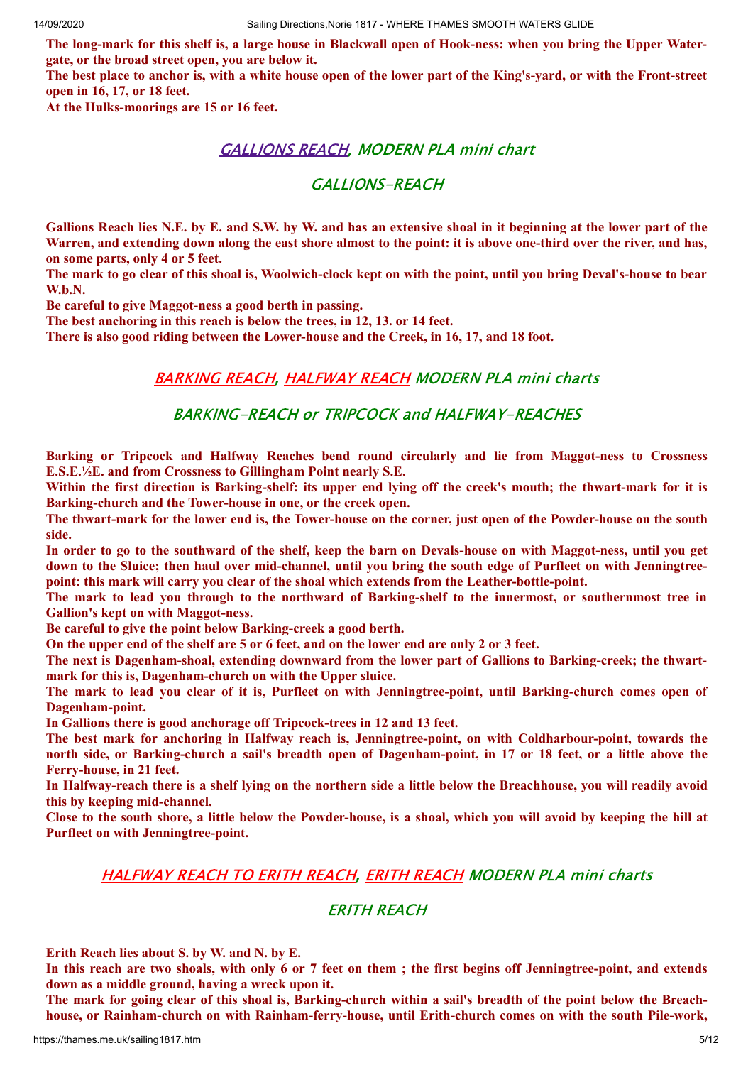**The long-mark for this shelf is, a large house in Blackwall open of Hook-ness: when you bring the Upper Water-gate, or the broad street open, you are below it.**

**The best place to anchor is, with a white house open of the lower part of the King's-yard, or with the Front-street open in 16, 17, or 18 feet.**

**At the Hulks-moorings are 15 or 16 feet.**

### GALLIONS REACH, MODERN PLA mini chart

## GALLIONS-REACH

**Gallions Reach lies N.E. by E. and S.W. by W. and has an extensive shoal in it beginning at the lower part of the Warren, and extending down along the east shore almost to the point: it is above one-third over the river, and has, on some parts, only 4 or 5 feet.**

**The mark to go clear of this shoal is, Woolwich-clock kept on with the point, until you bring Deval's-house to bear W.b.N.**

**Be careful to give Maggot-ness a good berth in passing.**

**The best anchoring in this reach is below the trees, in 12, 13. or 14 feet.**

**There is also good riding between the Lower-house and the Creek, in 16, 17, and 18 foot.**

### BARKING REACH, HALFWAY REACH MODERN PLA mini charts

## BARKING-REACH or TRIPCOCK and HALFWAY-REACHES

**Barking or Tripcock and Halfway Reaches bend round circularly and lie from Maggot-ness to Crossness E.S.E.½E. and from Crossness to Gillingham Point nearly S.E.**

**Within the first direction is Barking-shelf: its upper end lying off the creek's mouth; the thwart-mark for it is Barking-church and the Tower-house in one, or the creek open.**

**The thwart-mark for the lower end is, the Tower-house on the corner, just open of the Powder-house on the south side.**

**In order to go to the southward of the shelf, keep the barn on Devals-house on with Maggot-ness, until you get down to the Sluice; then haul over mid-channel, until you bring the south edge of Purfleet on with Jenningtree-point: this mark will carry you clear of the shoal which extends from the Leather-bottle-point.**

**The mark to lead you through to the northward of Barking-shelf to the innermost, or southernmost tree in Gallion's kept on with Maggot-ness.**

**Be careful to give the point below Barking-creek a good berth.**

**On the upper end of the shelf are 5 or 6 feet, and on the lower end are only 2 or 3 feet.**

**The next is Dagenham-shoal, extending downward from the lower part of Gallions to Barking-creek; the thwart-mark for this is, Dagenham-church on with the Upper sluice.**

**The mark to lead you clear of it is, Purfleet on with Jenningtree-point, until Barking-church comes open of Dagenham-point.**

**In Gallions there is good anchorage off Tripcock-trees in 12 and 13 feet.**

**The best mark for anchoring in Halfway reach is, Jenningtree-point, on with Coldharbour-point, towards the north side, or Barking-church a sail's breadth open of Dagenham-point, in 17 or 18 feet, or a little above the Ferry-house, in 21 feet.**

**In Halfway-reach there is a shelf lying on the northern side a little below the Breachhouse, you will readily avoid this by keeping mid-channel.**

**Close to the south shore, a little below the Powder-house, is a shoal, which you will avoid by keeping the hill at Purfleet on with Jenningtree-point.**

### HALFWAY REACH TO ERITH REACH, ERITH REACH MODERN PLA mini charts

## ERITH REACH

**Erith Reach lies about S. by W. and N. by E.**

**In this reach are two shoals, with only 6 or 7 feet on them ; the first begins off Jenningtree-point, and extends down as a middle ground, having a wreck upon it.**

**The mark for going clear of this shoal is, Barking-church within a sail's breadth of the point below the Breach-house, or Rainham-church on with Rainham-ferry-house, until Erith-church comes on with the south Pile-work,**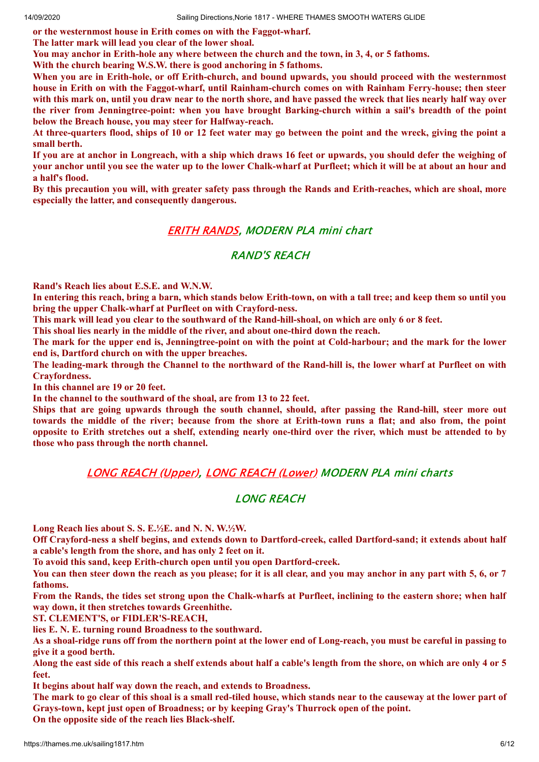**or the westernmost house in Erith comes on with the Faggot-wharf.**

**The latter mark will lead you clear of the lower shoal.**

**You may anchor in Erith-hole any where between the church and the town, in 3, 4, or 5 fathoms.**

**With the church bearing W.S.W. there is good anchoring in 5 fathoms.**

**When you are in Erith-hole, or off Erith-church, and bound upwards, you should proceed with the westernmost house in Erith on with the Faggot-wharf, until Rainham-church comes on with Rainham Ferry-house; then steer with this mark on, until you draw near to the north shore, and have passed the wreck that lies nearly half way over the river from Jenningtree-point: when you have brought Barking-church within a sail's breadth of the point below the Breach house, you may steer for Halfway-reach.**

**At three-quarters flood, ships of 10 or 12 feet water may go between the point and the wreck, giving the point a small berth.**

**If you are at anchor in Longreach, with a ship which draws 16 feet or upwards, you should defer the weighing of your anchor until you see the water up to the lower Chalk-wharf at Purfleet; which it will be at about an hour and a half's flood.**

**By this precaution you will, with greater safety pass through the Rands and Erith-reaches, which are shoal, more especially the latter, and consequently dangerous.**

## ERITH RANDS, MODERN PLA mini chart

## RAND'S REACH

**Rand's Reach lies about E.S.E. and W.N.W.**

**In entering this reach, bring a barn, which stands below Erith-town, on with a tall tree; and keep them so until you bring the upper Chalk-wharf at Purfleet on with Crayford-ness.**

**This mark will lead you clear to the southward of the Rand-hill-shoal, on which are only 6 or 8 feet.**

**This shoal lies nearly in the middle of the river, and about one-third down the reach.**

**The mark for the upper end is, Jenningtree-point on with the point at Cold-harbour; and the mark for the lower end is, Dartford church on with the upper breaches.**

**The leading-mark through the Channel to the northward of the Rand-hill is, the lower wharf at Purfleet on with Crayfordness.**

**In this channel are 19 or 20 feet.**

**In the channel to the southward of the shoal, are from 13 to 22 feet.**

**Ships that are going upwards through the south channel, should, after passing the Rand-hill, steer more out towards the middle of the river; because from the shore at Erith-town runs a flat; and also from, the point opposite to Erith stretches out a shelf, extending nearly one-third over the river, which must be attended to by those who pass through the north channel.**

## LONG REACH (Upper), LONG REACH (Lower) MODERN PLA mini charts

## LONG REACH

**Long Reach lies about S. S. E.½E. and N. N. W.½W.**

**Off Crayford-ness a shelf begins, and extends down to Dartford-creek, called Dartford-sand; it extends about half a cable's length from the shore, and has only 2 feet on it.**

**To avoid this sand, keep Erith-church open until you open Dartford-creek.**

**You can then steer down the reach as you please; for it is all clear, and you may anchor in any part with 5, 6, or 7 fathoms.**

**From the Rands, the tides set strong upon the Chalk-wharfs at Purfleet, inclining to the eastern shore; when half way down, it then stretches towards Greenhithe.**

**ST. CLEMENT'S, or FIDLER'S-REACH,**

**lies E. N. E. turning round Broadness to the southward.**

**As a shoal-ridge runs off from the northern point at the lower end of Long-reach, you must be careful in passing to give it a good berth.**

**Along the east side of this reach a shelf extends about half a cable's length from the shore, on which are only 4 or 5 feet.**

**It begins about half way down the reach, and extends to Broadness.**

**The mark to go clear of this shoal is a small red-tiled house, which stands near to the causeway at the lower part of Grays-town, kept just open of Broadness; or by keeping Gray's Thurrock open of the point.**

**On the opposite side of the reach lies Black-shelf.**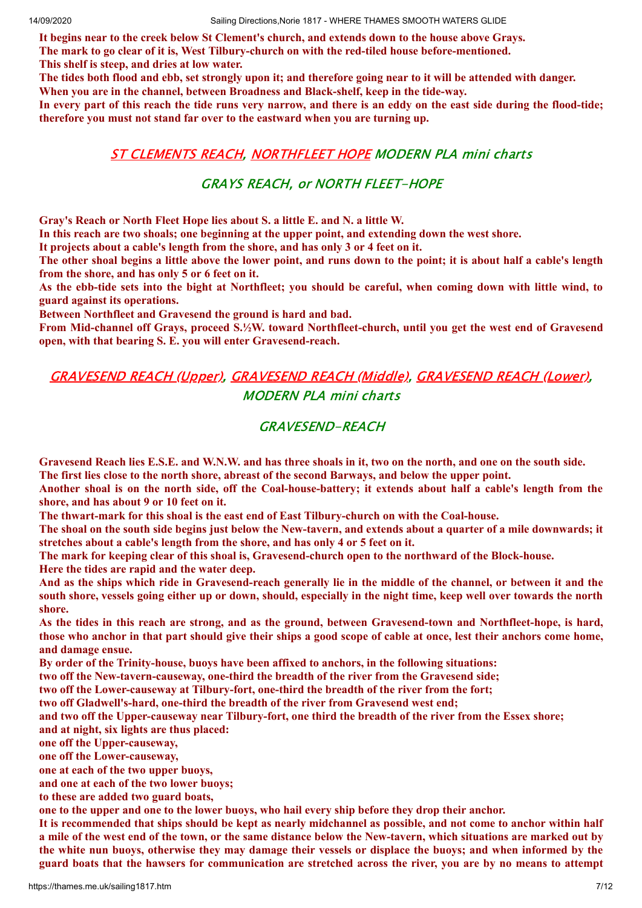**It begins near to the creek below St Clement's church, and extends down to the house above Grays.**
**The mark to go clear of it is, West Tilbury-church on with the red-tiled house before-mentioned.**
**This shelf is steep, and dries at low water.**
**The tides both flood and ebb, set strongly upon it; and therefore going near to it will be attended with danger.**
**When you are in the channel, between Broadness and Black-shelf, keep in the tide-way.**
**In every part of this reach the tide runs very narrow, and there is an eddy on the east side during the flood-tide; therefore you must not stand far over to the eastward when you are turning up.**

### ST CLEMENTS REACH, NORTHFLEET HOPE MODERN PLA mini charts

### GRAYS REACH, or NORTH FLEET-HOPE

**Gray's Reach or North Fleet Hope lies about S. a little E. and N. a little W.**
**In this reach are two shoals; one beginning at the upper point, and extending down the west shore.**
**It projects about a cable's length from the shore, and has only 3 or 4 feet on it.**
**The other shoal begins a little above the lower point, and runs down to the point; it is about half a cable's length from the shore, and has only 5 or 6 feet on it.**
**As the ebb-tide sets into the bight at Northfleet; you should be careful, when coming down with little wind, to guard against its operations.**
**Between Northfleet and Gravesend the ground is hard and bad.**
**From Mid-channel off Grays, proceed S.½W. toward Northfleet-church, until you get the west end of Gravesend open, with that bearing S. E. you will enter Gravesend-reach.**

### GRAVESEND REACH (Upper), GRAVESEND REACH (Middle), GRAVESEND REACH (Lower), MODERN PLA mini charts

### GRAVESEND-REACH

**Gravesend Reach lies E.S.E. and W.N.W. and has three shoals in it, two on the north, and one on the south side.**
**The first lies close to the north shore, abreast of the second Barways, and below the upper point.**
**Another shoal is on the north side, off the Coal-house-battery; it extends about half a cable's length from the shore, and has about 9 or 10 feet on it.**
**The thwart-mark for this shoal is the east end of East Tilbury-church on with the Coal-house.**
**The shoal on the south side begins just below the New-tavern, and extends about a quarter of a mile downwards; it stretches about a cable's length from the shore, and has only 4 or 5 feet on it.**
**The mark for keeping clear of this shoal is, Gravesend-church open to the northward of the Block-house.**
**Here the tides are rapid and the water deep.**
**And as the ships which ride in Gravesend-reach generally lie in the middle of the channel, or between it and the south shore, vessels going either up or down, should, especially in the night time, keep well over towards the north shore.**
**As the tides in this reach are strong, and as the ground, between Gravesend-town and Northfleet-hope, is hard, those who anchor in that part should give their ships a good scope of cable at once, lest their anchors come home, and damage ensue.**
**By order of the Trinity-house, buoys have been affixed to anchors, in the following situations:**
**two off the New-tavern-causeway, one-third the breadth of the river from the Gravesend side;**
**two off the Lower-causeway at Tilbury-fort, one-third the breadth of the river from the fort;**
**two off Gladwell's-hard, one-third the breadth of the river from Gravesend west end;**
**and two off the Upper-causeway near Tilbury-fort, one third the breadth of the river from the Essex shore;**
**and at night, six lights are thus placed:**
**one off the Upper-causeway,**
**one off the Lower-causeway,**
**one at each of the two upper buoys,**
**and one at each of the two lower buoys;**
**to these are added two guard boats,**
**one to the upper and one to the lower buoys, who hail every ship before they drop their anchor.**
**It is recommended that ships should be kept as nearly midchannel as possible, and not come to anchor within half a mile of the west end of the town, or the same distance below the New-tavern, which situations are marked out by the white nun buoys, otherwise they may damage their vessels or displace the buoys; and when informed by the guard boats that the hawsers for communication are stretched across the river, you are by no means to attempt**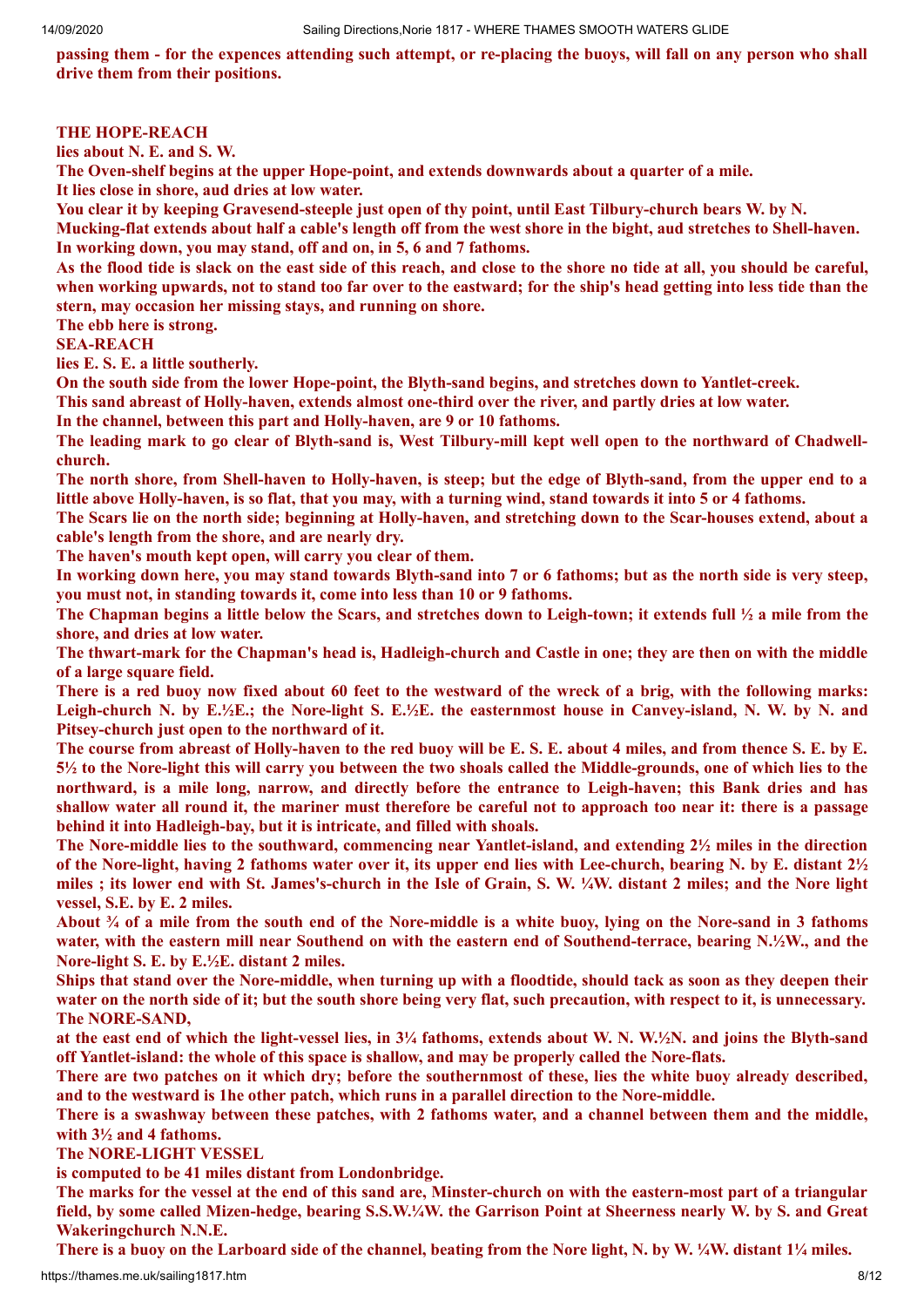**passing them - for the expences attending such attempt, or re-placing the buoys, will fall on any person who shall drive them from their positions.**

**THE HOPE-REACH**

**lies about N. E. and S. W.**

**The Oven-shelf begins at the upper Hope-point, and extends downwards about a quarter of a mile.**

**It lies close in shore, aud dries at low water.**

**You clear it by keeping Gravesend-steeple just open of thy point, until East Tilbury-church bears W. by N.**

**Mucking-flat extends about half a cable's length off from the west shore in the bight, aud stretches to Shell-haven. In working down, you may stand, off and on, in 5, 6 and 7 fathoms.**

**As the flood tide is slack on the east side of this reach, and close to the shore no tide at all, you should be careful, when working upwards, not to stand too far over to the eastward; for the ship's head getting into less tide than the stern, may occasion her missing stays, and running on shore.**

**The ebb here is strong.**

**SEA-REACH**

**lies E. S. E. a little southerly.**

**On the south side from the lower Hope-point, the Blyth-sand begins, and stretches down to Yantlet-creek.**

**This sand abreast of Holly-haven, extends almost one-third over the river, and partly dries at low water.**

**In the channel, between this part and Holly-haven, are 9 or 10 fathoms.**

**The leading mark to go clear of Blyth-sand is, West Tilbury-mill kept well open to the northward of Chadwell-church.**

**The north shore, from Shell-haven to Holly-haven, is steep; but the edge of Blyth-sand, from the upper end to a little above Holly-haven, is so flat, that you may, with a turning wind, stand towards it into 5 or 4 fathoms.**

**The Scars lie on the north side; beginning at Holly-haven, and stretching down to the Scar-houses extend, about a cable's length from the shore, and are nearly dry.**

**The haven's mouth kept open, will carry you clear of them.**

**In working down here, you may stand towards Blyth-sand into 7 or 6 fathoms; but as the north side is very steep, you must not, in standing towards it, come into less than 10 or 9 fathoms.**

**The Chapman begins a little below the Scars, and stretches down to Leigh-town; it extends full ½ a mile from the shore, and dries at low water.**

**The thwart-mark for the Chapman's head is, Hadleigh-church and Castle in one; they are then on with the middle of a large square field.**

**There is a red buoy now fixed about 60 feet to the westward of the wreck of a brig, with the following marks: Leigh-church N. by E.½E.; the Nore-light S. E.½E. the easternmost house in Canvey-island, N. W. by N. and Pitsey-church just open to the northward of it.**

**The course from abreast of Holly-haven to the red buoy will be E. S. E. about 4 miles, and from thence S. E. by E. 5½ to the Nore-light this will carry you between the two shoals called the Middle-grounds, one of which lies to the northward, is a mile long, narrow, and directly before the entrance to Leigh-haven; this Bank dries and has shallow water all round it, the mariner must therefore be careful not to approach too near it: there is a passage behind it into Hadleigh-bay, but it is intricate, and filled with shoals.**

**The Nore-middle lies to the southward, commencing near Yantlet-island, and extending 2½ miles in the direction of the Nore-light, having 2 fathoms water over it, its upper end lies with Lee-church, bearing N. by E. distant 2½ miles ; its lower end with St. James's-church in the Isle of Grain, S. W. ¼W. distant 2 miles; and the Nore light vessel, S.E. by E. 2 miles.**

**About ¾ of a mile from the south end of the Nore-middle is a white buoy, lying on the Nore-sand in 3 fathoms water, with the eastern mill near Southend on with the eastern end of Southend-terrace, bearing N.½W., and the Nore-light S. E. by E.½E. distant 2 miles.**

**Ships that stand over the Nore-middle, when turning up with a floodtide, should tack as soon as they deepen their water on the north side of it; but the south shore being very flat, such precaution, with respect to it, is unnecessary.**

**The NORE-SAND,**

**at the east end of which the light-vessel lies, in 3¼ fathoms, extends about W. N. W.½N. and joins the Blyth-sand off Yantlet-island: the whole of this space is shallow, and may be properly called the Nore-flats.**

**There are two patches on it which dry; before the southernmost of these, lies the white buoy already described, and to the westward is 1he other patch, which runs in a parallel direction to the Nore-middle.**

**There is a swashway between these patches, with 2 fathoms water, and a channel between them and the middle, with 3½ and 4 fathoms.**

**The NORE-LIGHT VESSEL**

**is computed to be 41 miles distant from Londonbridge.**

**The marks for the vessel at the end of this sand are, Minster-church on with the eastern-most part of a triangular field, by some called Mizen-hedge, bearing S.S.W.¼W. the Garrison Point at Sheerness nearly W. by S. and Great Wakeringchurch N.N.E.**

**There is a buoy on the Larboard side of the channel, beating from the Nore light, N. by W. ¼W. distant 1¼ miles.**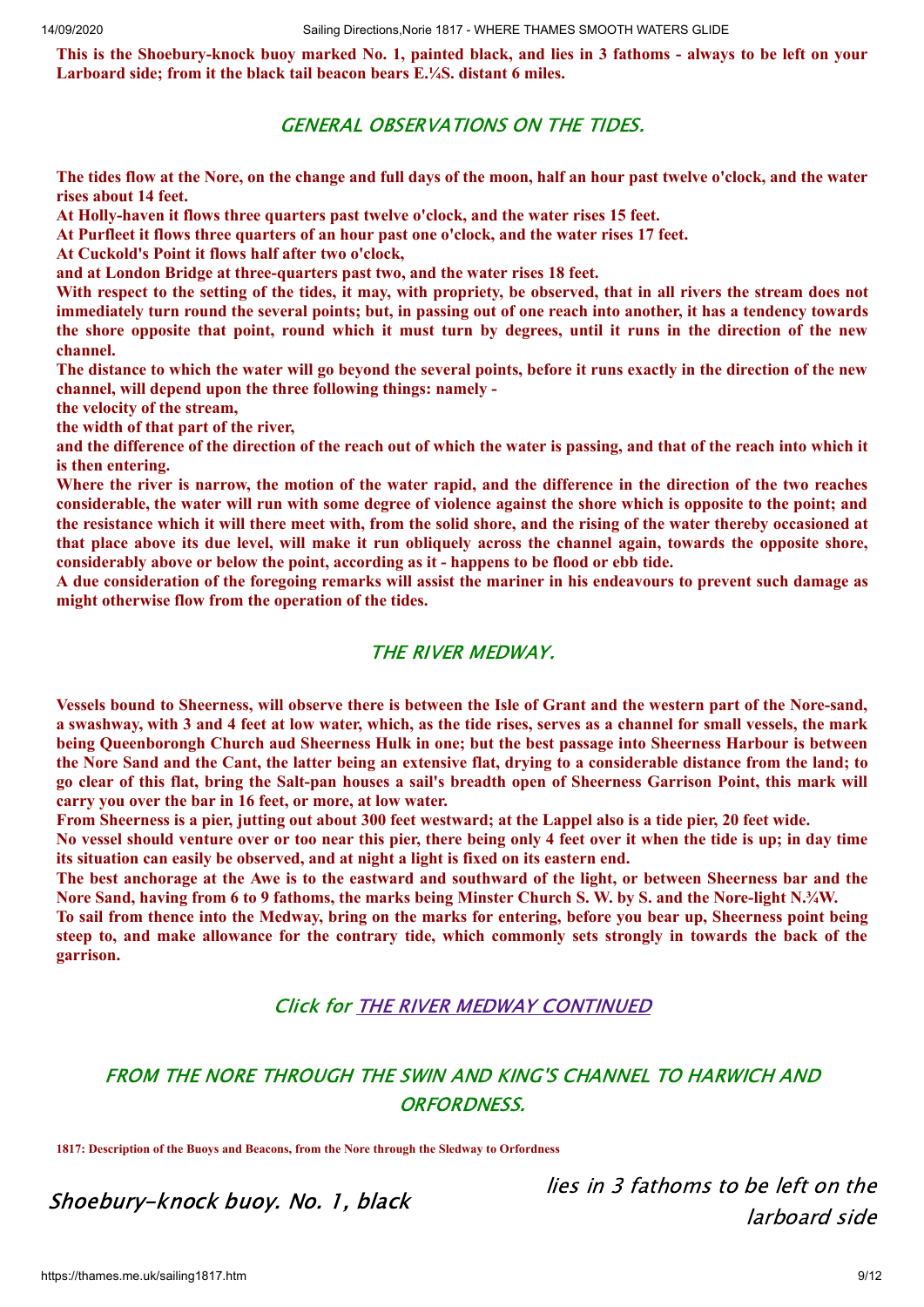**This is the Shoebury-knock buoy marked No. 1, painted black, and lies in 3 fathoms - always to be left on your Larboard side; from it the black tail beacon bears E.¼S. distant 6 miles.**

## *GENERAL OBSERVATIONS ON THE TIDES.*

**The tides flow at the Nore, on the change and full days of the moon, half an hour past twelve o'clock, and the water rises about 14 feet.**

**At Holly-haven it flows three quarters past twelve o'clock, and the water rises 15 feet.**

**At Purfleet it flows three quarters of an hour past one o'clock, and the water rises 17 feet.**

**At Cuckold's Point it flows half after two o'clock,**

**and at London Bridge at three-quarters past two, and the water rises 18 feet.**

**With respect to the setting of the tides, it may, with propriety, be observed, that in all rivers the stream does not immediately turn round the several points; but, in passing out of one reach into another, it has a tendency towards the shore opposite that point, round which it must turn by degrees, until it runs in the direction of the new channel.**

**The distance to which the water will go beyond the several points, before it runs exactly in the direction of the new channel, will depend upon the three following things: namely -**

**the velocity of the stream,**

**the width of that part of the river,**

**and the difference of the direction of the reach out of which the water is passing, and that of the reach into which it is then entering.**

**Where the river is narrow, the motion of the water rapid, and the difference in the direction of the two reaches considerable, the water will run with some degree of violence against the shore which is opposite to the point; and the resistance which it will there meet with, from the solid shore, and the rising of the water thereby occasioned at that place above its due level, will make it run obliquely across the channel again, towards the opposite shore, considerably above or below the point, according as it - happens to be flood or ebb tide.**

**A due consideration of the foregoing remarks will assist the mariner in his endeavours to prevent such damage as might otherwise flow from the operation of the tides.**

## *THE RIVER MEDWAY.*

**Vessels bound to Sheerness, will observe there is between the Isle of Grant and the western part of the Nore-sand, a swashway, with 3 and 4 feet at low water, which, as the tide rises, serves as a channel for small vessels, the mark being Queenborongh Church aud Sheerness Hulk in one; but the best passage into Sheerness Harbour is between the Nore Sand and the Cant, the latter being an extensive flat, drying to a considerable distance from the land; to go clear of this flat, bring the Salt-pan houses a sail's breadth open of Sheerness Garrison Point, this mark will carry you over the bar in 16 feet, or more, at low water.**

**From Sheerness is a pier, jutting out about 300 feet westward; at the Lappel also is a tide pier, 20 feet wide.**

**No vessel should venture over or too near this pier, there being only 4 feet over it when the tide is up; in day time its situation can easily be observed, and at night a light is fixed on its eastern end.**

**The best anchorage at the Awe is to the eastward and southward of the light, or between Sheerness bar and the Nore Sand, having from 6 to 9 fathoms, the marks being Minster Church S. W. by S. and the Nore-light N.¾W.**

**To sail from thence into the Medway, bring on the marks for entering, before you bear up, Sheerness point being steep to, and make allowance for the contrary tide, which commonly sets strongly in towards the back of the garrison.**

*Click for [THE RIVER MEDWAY CONTINUED]*

## *FROM THE NORE THROUGH THE SWIN AND KING'S CHANNEL TO HARWICH AND ORFORDNESS.*

**1817: Description of the Buoys and Beacons, from the Nore through the Sledway to Orfordness**

| | |
|---|---|
| *Shoebury-knock buoy. No. 1, black* | *lies in 3 fathoms to be left on the larboard side* |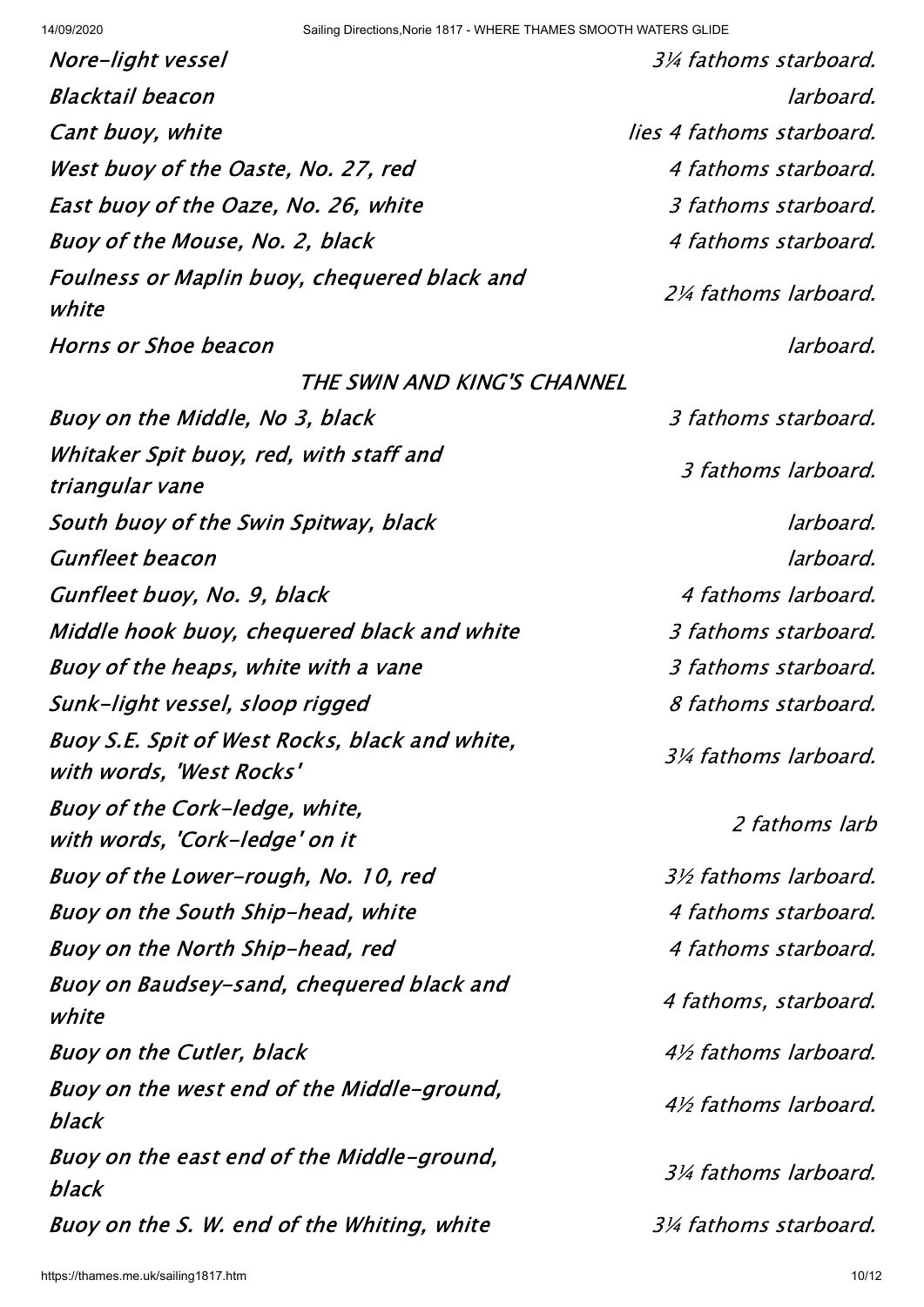| | |
|---|---|
| *Nore-light vessel* | *3¼ fathoms starboard.* |
| *Blacktail beacon* | *larboard.* |
| *Cant buoy, white* | *lies 4 fathoms starboard.* |
| *West buoy of the Oaste, No. 27, red* | *4 fathoms starboard.* |
| *East buoy of the Oaze, No. 26, white* | *3 fathoms starboard.* |
| *Buoy of the Mouse, No. 2, black* | *4 fathoms starboard.* |
| *Foulness or Maplin buoy, chequered black and white* | *2¼ fathoms larboard.* |
| *Horns or Shoe beacon* | *larboard.* |

*THE SWIN AND KING'S CHANNEL*

| | |
|---|---|
| *Buoy on the Middle, No 3, black* | *3 fathoms starboard.* |
| *Whitaker Spit buoy, red, with staff and triangular vane* | *3 fathoms larboard.* |
| *South buoy of the Swin Spitway, black* | *larboard.* |
| *Gunfleet beacon* | *larboard.* |
| *Gunfleet buoy, No. 9, black* | *4 fathoms larboard.* |
| *Middle hook buoy, chequered black and white* | *3 fathoms starboard.* |
| *Buoy of the heaps, white with a vane* | *3 fathoms starboard.* |
| *Sunk-light vessel, sloop rigged* | *8 fathoms starboard.* |
| *Buoy S.E. Spit of West Rocks, black and white, with words, 'West Rocks'* | *3¼ fathoms larboard.* |
| *Buoy of the Cork-ledge, white, with words, 'Cork-ledge' on it* | *2 fathoms larb* |
| *Buoy of the Lower-rough, No. 10, red* | *3½ fathoms larboard.* |
| *Buoy on the South Ship-head, white* | *4 fathoms starboard.* |
| *Buoy on the North Ship-head, red* | *4 fathoms starboard.* |
| *Buoy on Baudsey-sand, chequered black and white* | *4 fathoms, starboard.* |
| *Buoy on the Cutler, black* | *4½ fathoms larboard.* |
| *Buoy on the west end of the Middle-ground, black* | *4½ fathoms larboard.* |
| *Buoy on the east end of the Middle-ground, black* | *3¼ fathoms larboard.* |
| *Buoy on the S. W. end of the Whiting, white* | *3¼ fathoms starboard.* |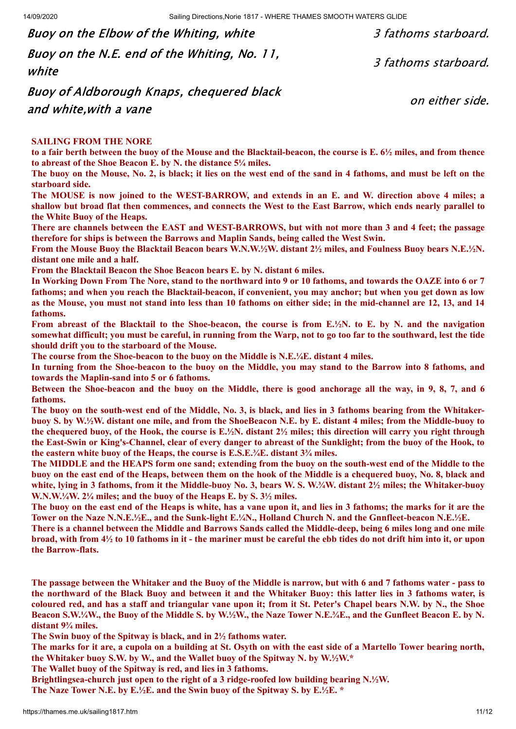| | |
|---|---|
| *Buoy on the Elbow of the Whiting, white* | *3 fathoms starboard.* |
| *Buoy on the N.E. end of the Whiting, No. 11, white* | *3 fathoms starboard.* |
| *Buoy of Aldborough Knaps, chequered black and white,with a vane* | *on either side.* |

**SAILING FROM THE NORE**

**to a fair berth between the buoy of the Mouse and the Blacktail-beacon, the course is E. 6½ miles, and from thence to abreast of the Shoe Beacon E. by N. the distance 5¼ miles.**

**The buoy on the Mouse, No. 2, is black; it lies on the west end of the sand in 4 fathoms, and must be left on the starboard side.**

**The MOUSE is now joined to the WEST-BARROW, and extends in an E. and W. direction above 4 miles; a shallow but broad flat then commences, and connects the West to the East Barrow, which ends nearly parallel to the White Buoy of the Heaps.**

**There are channels between the EAST and WEST-BARROWS, but with not more than 3 and 4 feet; the passage therefore for ships is between the Barrows and Maplin Sands, being called the West Swin.**

**From the Mouse Buoy the Blacktail Beacon bears W.N.W.½W. distant 2½ miles, and Foulness Buoy bears N.E.½N. distant one mile and a half.**

**From the Blacktail Beacon the Shoe Beacon bears E. by N. distant 6 miles.**

**In Working Down From The Nore, stand to the northward into 9 or 10 fathoms, and towards the OAZE into 6 or 7 fathoms; and when you reach the Blacktail-beacon, if convenient, you may anchor; but when you get down as low as the Mouse, you must not stand into less than 10 fathoms on either side; in the mid-channel are 12, 13, and 14 fathoms.**

**From abreast of the Blacktail to the Shoe-beacon, the course is from E.½N. to E. by N. and the navigation somewhat difficult; you must be careful, in running from the Warp, not to go too far to the southward, lest the tide should drift you to the starboard of the Mouse.**

**The course from the Shoe-beacon to the buoy on the Middle is N.E.¼E. distant 4 miles.**

**In turning from the Shoe-beacon to the buoy on the Middle, you may stand to the Barrow into 8 fathoms, and towards the Maplin-sand into 5 or 6 fathoms.**

**Between the Shoe-beacon and the buoy on the Middle, there is good anchorage all the way, in 9, 8, 7, and 6 fathoms.**

**The buoy on the south-west end of the Middle, No. 3, is black, and lies in 3 fathoms bearing from the Whitaker-buoy S. by W.½W. distant one mile, and from the ShoeBeacon N.E. by E. distant 4 miles; from the Middle-buoy to the chequered buoy, of the Hook, the course is E.½N. distant 2½ miles; this direction will carry you right through the East-Swin or King's-Channel, clear of every danger to abreast of the Sunklight; from the buoy of the Hook, to the eastern white buoy of the Heaps, the course is E.S.E.¾E. distant 3¾ miles.**

**The MIDDLE and the HEAPS form one sand; extending from the buoy on the south-west end of the Middle to the buoy on the east end of the Heaps, between them on the hook of the Middle is a chequered buoy, No. 8, black and white, lying in 3 fathoms, from it the Middle-buoy No. 3, bears W. S. W.¾W. distant 2½ miles; the Whitaker-buoy W.N.W.¼W. 2¼ miles; and the buoy of the Heaps E. by S. 3½ miles.**

**The buoy on the east end of the Heaps is white, has a vane upon it, and lies in 3 fathoms; the marks for it are the Tower on the Naze N.N.E.½E., and the Sunk-light E.¼N., Holland Church N. and the Gnnfleet-beacon N.E.½E.**

**There is a channel between the Middle and Barrows Sands called the Middle-deep, being 6 miles long and one mile broad, with from 4½ to 10 fathoms in it - the mariner must be careful the ebb tides do not drift him into it, or upon the Barrow-flats.**

**The passage between the Whitaker and the Buoy of the Middle is narrow, but with 6 and 7 fathoms water - pass to the northward of the Black Buoy and between it and the Whitaker Buoy: this latter lies in 3 fathoms water, is coloured red, and has a staff and triangular vane upon it; from it St. Peter's Chapel bears N.W. by N., the Shoe Beacon S.W.¼W., the Buoy of the Middle S. by W.½W., the Naze Tower N.E.¾E., and the Gunfleet Beacon E. by N. distant 9¾ miles.**

**The Swin buoy of the Spitway is black, and in 2½ fathoms water.**

**The marks for it are, a cupola on a building at St. Osyth on with the east side of a Martello Tower bearing north, the Whitaker buoy S.W. by W., and the Wallet buoy of the Spitway N. by W.½W.***

**The Wallet buoy of the Spitway is red, and lies in 3 fathoms.**

**Brightlingsea-church just open to the right of a 3 ridge-roofed low building bearing N.½W.**

**The Naze Tower N.E. by E.½E. and the Swin buoy of the Spitway S. by E.½E. ***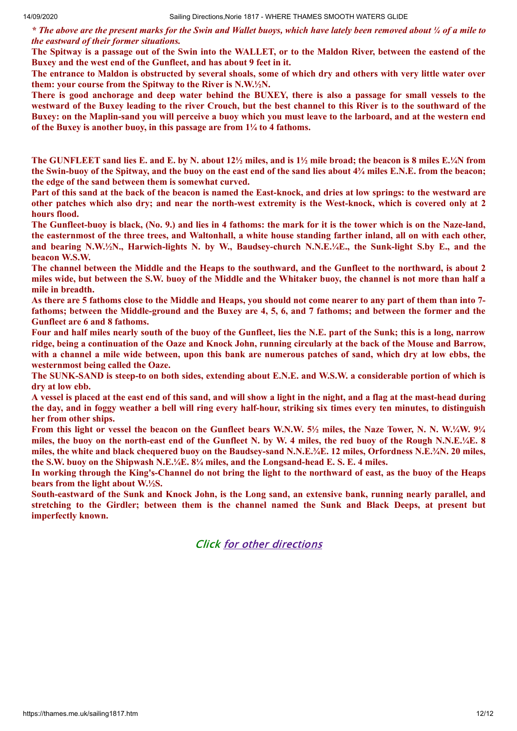*\* The above are the present marks for the Swin and Wallet buoys, which have lately been removed about ¼ of a mile to the eastward of their former situations.*

**The Spitway is a passage out of the Swin into the WALLET, or to the Maldon River, between the eastend of the Buxey and the west end of the Gunfleet, and has about 9 feet in it.**

**The entrance to Maldon is obstructed by several shoals, some of which dry and others with very little water over them: your course from the Spitway to the River is N.W.½N.**

**There is good anchorage and deep water behind the BUXEY, there is also a passage for small vessels to the westward of the Buxey leading to the river Crouch, but the best channel to this River is to the southward of the Buxey: on the Maplin-sand you will perceive a buoy which you must leave to the larboard, and at the western end of the Buxey is another buoy, in this passage are from 1¼ to 4 fathoms.**

**The GUNFLEET sand lies E. and E. by N. about 12½ miles, and is 1½ mile broad; the beacon is 8 miles E.¼N from the Swin-buoy of the Spitway, and the buoy on the east end of the sand lies about 4¾ miles E.N.E. from the beacon; the edge of the sand between them is somewhat curved.**

**Part of this sand at the back of the beacon is named the East-knock, and dries at low springs: to the westward are other patches which also dry; and near the north-west extremity is the West-knock, which is covered only at 2 hours flood.**

**The Gunfleet-buoy is black, (No. 9.) and lies in 4 fathoms: the mark for it is the tower which is on the Naze-land, the easternmost of the three trees, and Waltonhall, a white house standing farther inland, all on with each other, and bearing N.W.½N., Harwich-lights N. by W., Baudsey-church N.N.E.¼E., the Sunk-light S.by E., and the beacon W.S.W.**

**The channel between the Middle and the Heaps to the southward, and the Gunfleet to the northward, is about 2 miles wide, but between the S.W. buoy of the Middle and the Whitaker buoy, the channel is not more than half a mile in breadth.**

**As there are 5 fathoms close to the Middle and Heaps, you should not come nearer to any part of them than into 7-fathoms; between the Middle-ground and the Buxey are 4, 5, 6, and 7 fathoms; and between the former and the Gunfleet are 6 and 8 fathoms.**

**Four and half miles nearly south of the buoy of the Gunfleet, lies the N.E. part of the Sunk; this is a long, narrow ridge, being a continuation of the Oaze and Knock John, running circularly at the back of the Mouse and Barrow, with a channel a mile wide between, upon this bank are numerous patches of sand, which dry at low ebbs, the westernmost being called the Oaze.**

**The SUNK-SAND is steep-to on both sides, extending about E.N.E. and W.S.W. a considerable portion of which is dry at low ebb.**

**A vessel is placed at the east end of this sand, and will show a light in the night, and a flag at the mast-head during the day, and in foggy weather a bell will ring every half-hour, striking six times every ten minutes, to distinguish her from other ships.**

**From this light or vessel the beacon on the Gunfleet bears W.N.W. 5½ miles, the Naze Tower, N. N. W.¼W. 9¼ miles, the buoy on the north-east end of the Gunfleet N. by W. 4 miles, the red buoy of the Rough N.N.E.¼E. 8 miles, the white and black chequered buoy on the Baudsey-sand N.N.E.¾E. 12 miles, Orfordness N.E.¾N. 20 miles, the S.W. buoy on the Shipwash N.E.¼E. 8¼ miles, and the Longsand-head E. S. E. 4 miles.**

**In working through the King's-Channel do not bring the light to the northward of east, as the buoy of the Heaps bears from the light about W.½S.**

**South-eastward of the Sunk and Knock John, is the Long sand, an extensive bank, running nearly parallel, and stretching to the Girdler; between them is the channel named the Sunk and Black Deeps, at present but imperfectly known.**

*Click for other directions*